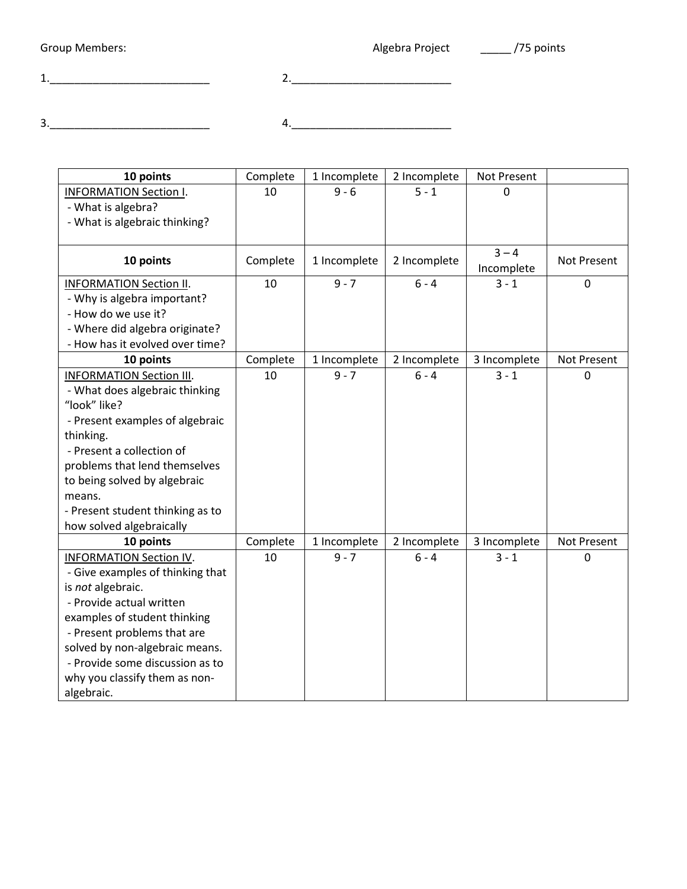Group Members: Algebra Project _____ /75 points

1.__________________________ 2.__________________________

3.__________________________ 4.__________________________

| 10 points | Complete | 1 Incomplete | 2 Incomplete | Not Present | |
|---|---|---|---|---|---|
| INFORMATION Section I.<br>- What is algebra?<br>- What is algebraic thinking? | 10 | 9 - 6 | 5 - 1 | 0 | |
| **10 points** | Complete | 1 Incomplete | 2 Incomplete | 3 – 4 Incomplete | Not Present |
| INFORMATION Section II.<br>- Why is algebra important?<br>- How do we use it?<br>- Where did algebra originate?<br>- How has it evolved over time? | 10 | 9 - 7 | 6 - 4 | 3 - 1 | 0 |
| **10 points** | Complete | 1 Incomplete | 2 Incomplete | 3 Incomplete | Not Present |
| INFORMATION Section III.<br>- What does algebraic thinking "look" like?<br>- Present examples of algebraic thinking.<br>- Present a collection of problems that lend themselves to being solved by algebraic means.<br>- Present student thinking as to how solved algebraically | 10 | 9 - 7 | 6 - 4 | 3 - 1 | 0 |
| **10 points** | Complete | 1 Incomplete | 2 Incomplete | 3 Incomplete | Not Present |
| INFORMATION Section IV.<br>- Give examples of thinking that is *not* algebraic.<br>- Provide actual written examples of student thinking<br>- Present problems that are solved by non-algebraic means.<br>- Provide some discussion as to why you classify them as non-algebraic. | 10 | 9 - 7 | 6 - 4 | 3 - 1 | 0 |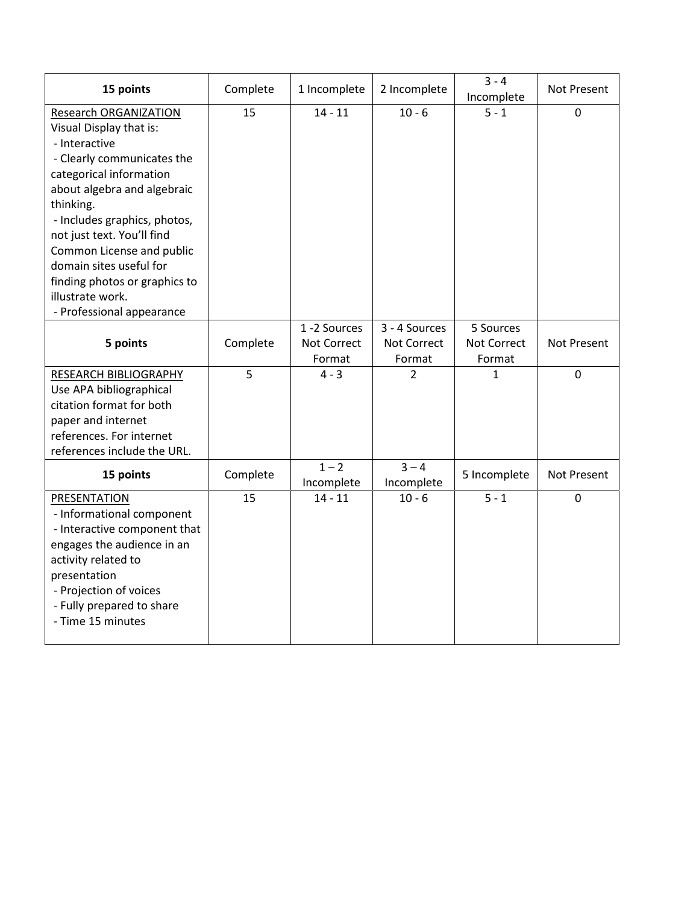| 15 points | Complete | 1 Incomplete | 2 Incomplete | 3 - 4 Incomplete | Not Present |
|---|---|---|---|---|---|
| Research ORGANIZATION<br>Visual Display that is:<br>- Interactive<br>- Clearly communicates the categorical information about algebra and algebraic thinking.<br>- Includes graphics, photos, not just text. You'll find Common License and public domain sites useful for finding photos or graphics to illustrate work.<br>- Professional appearance | 15 | 14 - 11 | 10 - 6 | 5 - 1 | 0 |
| **5 points** | **Complete** | **1 -2 Sources Not Correct Format** | **3 - 4 Sources Not Correct Format** | **5 Sources Not Correct Format** | **Not Present** |
| RESEARCH BIBLIOGRAPHY<br>Use APA bibliographical citation format for both paper and internet references. For internet references include the URL. | 5 | 4 - 3 | 2 | 1 | 0 |
| **15 points** | **Complete** | **1 – 2 Incomplete** | **3 – 4 Incomplete** | **5 Incomplete** | **Not Present** |
| PRESENTATION<br>- Informational component<br>- Interactive component that engages the audience in an activity related to presentation<br>- Projection of voices<br>- Fully prepared to share<br>- Time 15 minutes | 15 | 14 - 11 | 10 - 6 | 5 - 1 | 0 |